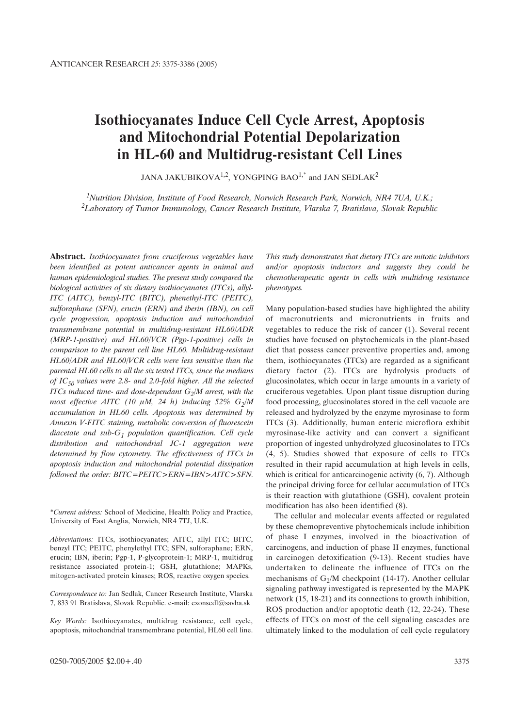# Isothiocyanates Induce Cell Cycle Arrest, Apoptosis and Mitochondrial Potential Depolarization in HL-60 and Multidrug-resistant Cell Lines

JANA JAKUBIKOVA[1,2], YONGPING BAO[1,*] and JAN SEDLAK[2]

[1]*Nutrition Division, Institute of Food Research, Norwich Research Park, Norwich, NR4 7UA, U.K.;*
[2]*Laboratory of Tumor Immunology, Cancer Research Institute, Vlarska 7, Bratislava, Slovak Republic*

**Abstract.** *Isothiocyanates from cruciferous vegetables have been identified as potent anticancer agents in animal and human epidemiological studies. The present study compared the biological activities of six dietary isothiocyanates (ITCs), allyl-ITC (AITC), benzyl-ITC (BITC), phenethyl-ITC (PEITC), sulforaphane (SFN), erucin (ERN) and iberin (IBN), on cell cycle progression, apoptosis induction and mitochondrial transmembrane potential in multidrug-resistant HL60/ADR (MRP-1-positive) and HL60/VCR (Pgp-1-positive) cells in comparison to the parent cell line HL60. Multidrug-resistant HL60/ADR and HL60/VCR cells were less sensitive than the parental HL60 cells to all the six tested ITCs, since the medians of $IC_{50}$ values were 2.8- and 2.0-fold higher. All the selected ITCs induced time- and dose-dependant $G_2/M$ arrest, with the most effective AITC (10 μM, 24 h) inducing 52% $G_2/M$ accumulation in HL60 cells. Apoptosis was determined by Annexin V-FITC staining, metabolic conversion of fluorescein diacetate and sub-$G_1$ population quantification. Cell cycle distribution and mitochondrial JC-1 aggregation were determined by flow cytometry. The effectiveness of ITCs in apoptosis induction and mitochondrial potential dissipation followed the order: BITC=PEITC>ERN=IBN>AITC>SFN. This study demonstrates that dietary ITCs are mitotic inhibitors and/or apoptosis inductors and suggests they could be chemotherapeutic agents in cells with multidrug resistance phenotypes.*

\*Current address: School of Medicine, Health Policy and Practice, University of East Anglia, Norwich, NR4 7TJ, U.K.

*Abbreviations:* ITCs, isothiocyanates; AITC, allyl ITC; BITC, benzyl ITC; PEITC, phenylethyl ITC; SFN, sulforaphane; ERN, erucin; IBN, iberin; Pgp-1, P-glycoprotein-1; MRP-1, multidrug resistance associated protein-1; GSH, glutathione; MAPKs, mitogen-activated protein kinases; ROS, reactive oxygen species.

*Correspondence to:* Jan Sedlak, Cancer Research Institute, Vlarska 7, 833 91 Bratislava, Slovak Republic. e-mail: exonsedl@savba.sk

*Key Words:* Isothiocyanates, multidrug resistance, cell cycle, apoptosis, mitochondrial transmembrane potential, HL60 cell line.

Many population-based studies have highlighted the ability of macronutrients and micronutrients in fruits and vegetables to reduce the risk of cancer (1). Several recent studies have focused on phytochemicals in the plant-based diet that possess cancer preventive properties and, among them, isothiocyanates (ITCs) are regarded as a significant dietary factor (2). ITCs are hydrolysis products of glucosinolates, which occur in large amounts in a variety of cruciferous vegetables. Upon plant tissue disruption during food processing, glucosinolates stored in the cell vacuole are released and hydrolyzed by the enzyme myrosinase to form ITCs (3). Additionally, human enteric microflora exhibit myrosinase-like activity and can convert a significant proportion of ingested unhydrolyzed glucosinolates to ITCs (4, 5). Studies showed that exposure of cells to ITCs resulted in their rapid accumulation at high levels in cells, which is critical for anticarcinogenic activity (6, 7). Although the principal driving force for cellular accumulation of ITCs is their reaction with glutathione (GSH), covalent protein modification has also been identified (8).

The cellular and molecular events affected or regulated by these chemopreventive phytochemicals include inhibition of phase I enzymes, involved in the bioactivation of carcinogens, and induction of phase II enzymes, functional in carcinogen detoxification (9-13). Recent studies have undertaken to delineate the influence of ITCs on the mechanisms of $G_2/M$ checkpoint (14-17). Another cellular signaling pathway investigated is represented by the MAPK network (15, 18-21) and its connections to growth inhibition, ROS production and/or apoptotic death (12, 22-24). These effects of ITCs on most of the cell signaling cascades are ultimately linked to the modulation of cell cycle regulatory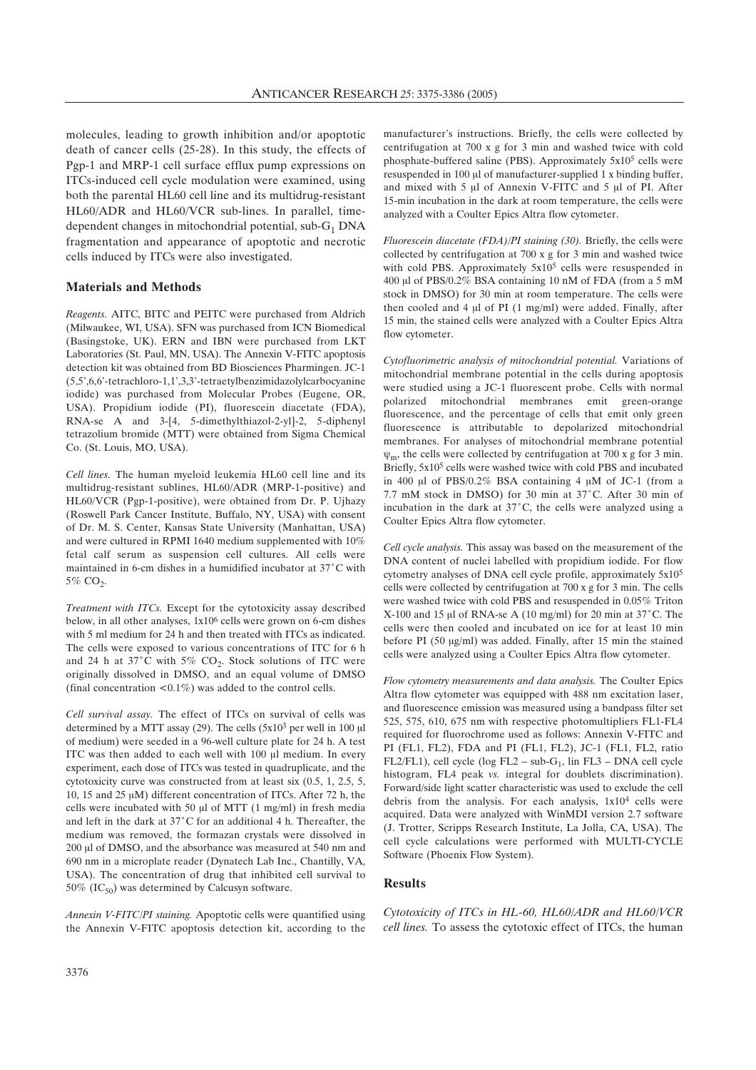molecules, leading to growth inhibition and/or apoptotic death of cancer cells (25-28). In this study, the effects of Pgp-1 and MRP-1 cell surface efflux pump expressions on ITCs-induced cell cycle modulation were examined, using both the parental HL60 cell line and its multidrug-resistant HL60/ADR and HL60/VCR sub-lines. In parallel, time-dependent changes in mitochondrial potential, sub-$G_1$ DNA fragmentation and appearance of apoptotic and necrotic cells induced by ITCs were also investigated.

## Materials and Methods

*Reagents.* AITC, BITC and PEITC were purchased from Aldrich (Milwaukee, WI, USA). SFN was purchased from ICN Biomedical (Basingstoke, UK). ERN and IBN were purchased from LKT Laboratories (St. Paul, MN, USA). The Annexin V-FITC apoptosis detection kit was obtained from BD Biosciences Pharmingen. JC-1 (5,5',6,6'-tetrachloro-1,1',3,3'-tetraetylbenzimidazolylcarbocyanine iodide) was purchased from Molecular Probes (Eugene, OR, USA). Propidium iodide (PI), fluorescein diacetate (FDA), RNA-se A and 3-[4, 5-dimethylthiazol-2-yl]-2, 5-diphenyl tetrazolium bromide (MTT) were obtained from Sigma Chemical Co. (St. Louis, MO, USA).

*Cell lines.* The human myeloid leukemia HL60 cell line and its multidrug-resistant sublines, HL60/ADR (MRP-1-positive) and HL60/VCR (Pgp-1-positive), were obtained from Dr. P. Ujhazy (Roswell Park Cancer Institute, Buffalo, NY, USA) with consent of Dr. M. S. Center, Kansas State University (Manhattan, USA) and were cultured in RPMI 1640 medium supplemented with 10% fetal calf serum as suspension cell cultures. All cells were maintained in 6-cm dishes in a humidified incubator at 37˚C with 5% $CO_2$.

*Treatment with ITCs.* Except for the cytotoxicity assay described below, in all other analyses, $1x10^6$ cells were grown on 6-cm dishes with 5 ml medium for 24 h and then treated with ITCs as indicated. The cells were exposed to various concentrations of ITC for 6 h and 24 h at 37˚C with 5% $CO_2$. Stock solutions of ITC were originally dissolved in DMSO, and an equal volume of DMSO (final concentration <0.1%) was added to the control cells.

*Cell survival assay.* The effect of ITCs on survival of cells was determined by a MTT assay (29). The cells ($5x10^3$ per well in 100 µl of medium) were seeded in a 96-well culture plate for 24 h. A test ITC was then added to each well with 100 µl medium. In every experiment, each dose of ITCs was tested in quadruplicate, and the cytotoxicity curve was constructed from at least six (0.5, 1, 2.5, 5, 10, 15 and 25 µM) different concentration of ITCs. After 72 h, the cells were incubated with 50 µl of MTT (1 mg/ml) in fresh media and left in the dark at 37˚C for an additional 4 h. Thereafter, the medium was removed, the formazan crystals were dissolved in 200 µl of DMSO, and the absorbance was measured at 540 nm and 690 nm in a microplate reader (Dynatech Lab Inc., Chantilly, VA, USA). The concentration of drug that inhibited cell survival to 50% ($IC_{50}$) was determined by Calcusyn software.

*Annexin V-FITC/PI staining.* Apoptotic cells were quantified using the Annexin V-FITC apoptosis detection kit, according to the manufacturer's instructions. Briefly, the cells were collected by centrifugation at 700 x g for 3 min and washed twice with cold phosphate-buffered saline (PBS). Approximately $5x10^5$ cells were resuspended in 100 µl of manufacturer-supplied 1 x binding buffer, and mixed with 5 µl of Annexin V-FITC and 5 µl of PI. After 15-min incubation in the dark at room temperature, the cells were analyzed with a Coulter Epics Altra flow cytometer.

*Fluorescein diacetate (FDA)/PI staining (30).* Briefly, the cells were collected by centrifugation at 700 x g for 3 min and washed twice with cold PBS. Approximately $5x10^5$ cells were resuspended in 400 µl of PBS/0.2% BSA containing 10 nM of FDA (from a 5 mM stock in DMSO) for 30 min at room temperature. The cells were then cooled and 4 µl of PI (1 mg/ml) were added. Finally, after 15 min, the stained cells were analyzed with a Coulter Epics Altra flow cytometer.

*Cytofluorimetric analysis of mitochondrial potential.* Variations of mitochondrial membrane potential in the cells during apoptosis were studied using a JC-1 fluorescent probe. Cells with normal polarized mitochondrial membranes emit green-orange fluorescence, and the percentage of cells that emit only green fluorescence is attributable to depolarized mitochondrial membranes. For analyses of mitochondrial membrane potential $\psi_m$, the cells were collected by centrifugation at 700 x g for 3 min. Briefly, $5x10^5$ cells were washed twice with cold PBS and incubated in 400 µl of PBS/0.2% BSA containing 4 µM of JC-1 (from a 7.7 mM stock in DMSO) for 30 min at 37˚C. After 30 min of incubation in the dark at 37˚C, the cells were analyzed using a Coulter Epics Altra flow cytometer.

*Cell cycle analysis.* This assay was based on the measurement of the DNA content of nuclei labelled with propidium iodide. For flow cytometry analyses of DNA cell cycle profile, approximately $5x10^5$ cells were collected by centrifugation at 700 x g for 3 min. The cells were washed twice with cold PBS and resuspended in 0.05% Triton X-100 and 15 µl of RNA-se A (10 mg/ml) for 20 min at 37˚C. The cells were then cooled and incubated on ice for at least 10 min before PI (50 µg/ml) was added. Finally, after 15 min the stained cells were analyzed using a Coulter Epics Altra flow cytometer.

*Flow cytometry measurements and data analysis.* The Coulter Epics Altra flow cytometer was equipped with 488 nm excitation laser, and fluorescence emission was measured using a bandpass filter set 525, 575, 610, 675 nm with respective photomultipliers FL1-FL4 required for fluorochrome used as follows: Annexin V-FITC and PI (FL1, FL2), FDA and PI (FL1, FL2), JC-1 (FL1, FL2, ratio FL2/FL1), cell cycle (log FL2 – sub-$G_1$, lin FL3 – DNA cell cycle histogram, FL4 peak *vs.* integral for doublets discrimination). Forward/side light scatter characteristic was used to exclude the cell debris from the analysis. For each analysis, $1x10^4$ cells were acquired. Data were analyzed with WinMDI version 2.7 software (J. Trotter, Scripps Research Institute, La Jolla, CA, USA). The cell cycle calculations were performed with MULTI-CYCLE Software (Phoenix Flow System).

## Results

*Cytotoxicity of ITCs in HL-60, HL60/ADR and HL60/VCR cell lines.* To assess the cytotoxic effect of ITCs, the human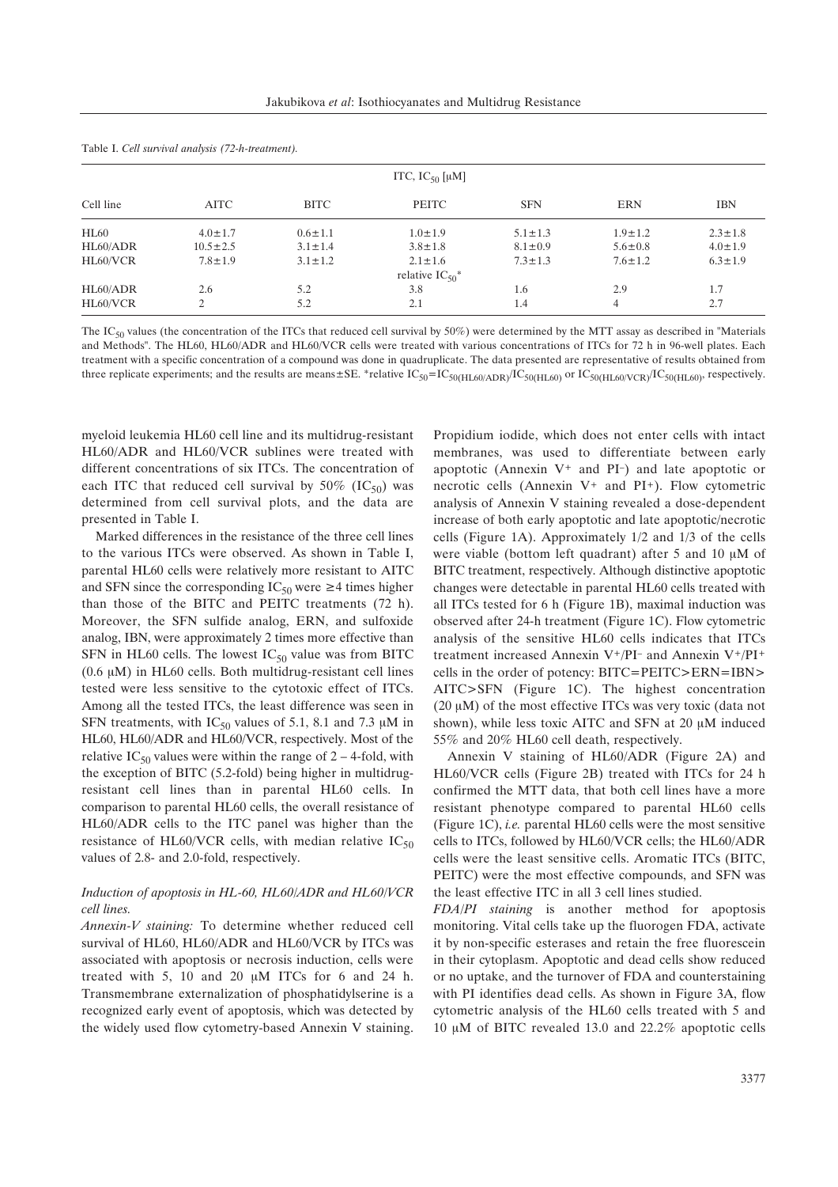Table I. *Cell survival analysis (72-h-treatment).*

| Cell line | ITC, $IC_{50}$ [μM] | | | | | |
|---|---|---|---|---|---|---|
| | AITC | BITC | PEITC | SFN | ERN | IBN |
| HL60 | 4.0±1.7 | 0.6±1.1 | 1.0±1.9 | 5.1±1.3 | 1.9±1.2 | 2.3±1.8 |
| HL60/ADR | 10.5±2.5 | 3.1±1.4 | 3.8±1.8 | 8.1±0.9 | 5.6±0.8 | 4.0±1.9 |
| HL60/VCR | 7.8±1.9 | 3.1±1.2 | 2.1±1.6 | 7.3±1.3 | 7.6±1.2 | 6.3±1.9 |
| | | | relative $IC_{50}$* | | | |
| HL60/ADR | 2.6 | 5.2 | 3.8 | 1.6 | 2.9 | 1.7 |
| HL60/VCR | 2 | 5.2 | 2.1 | 1.4 | 4 | 2.7 |

The $IC_{50}$ values (the concentration of the ITCs that reduced cell survival by 50%) were determined by the MTT assay as described in "Materials and Methods". The HL60, HL60/ADR and HL60/VCR cells were treated with various concentrations of ITCs for 72 h in 96-well plates. Each treatment with a specific concentration of a compound was done in quadruplicate. The data presented are representative of results obtained from three replicate experiments; and the results are means±SE. *relative $IC_{50}=IC_{50(HL60/ADR)}/IC_{50(HL60)}$ or $IC_{50(HL60/VCR)}/IC_{50(HL60)}$, respectively.

myeloid leukemia HL60 cell line and its multidrug-resistant HL60/ADR and HL60/VCR sublines were treated with different concentrations of six ITCs. The concentration of each ITC that reduced cell survival by 50% ($IC_{50}$) was determined from cell survival plots, and the data are presented in Table I.

Marked differences in the resistance of the three cell lines to the various ITCs were observed. As shown in Table I, parental HL60 cells were relatively more resistant to AITC and SFN since the corresponding $IC_{50}$ were ≥4 times higher than those of the BITC and PEITC treatments (72 h). Moreover, the SFN sulfide analog, ERN, and sulfoxide analog, IBN, were approximately 2 times more effective than SFN in HL60 cells. The lowest $IC_{50}$ value was from BITC (0.6 μM) in HL60 cells. Both multidrug-resistant cell lines tested were less sensitive to the cytotoxic effect of ITCs. Among all the tested ITCs, the least difference was seen in SFN treatments, with $IC_{50}$ values of 5.1, 8.1 and 7.3 μM in HL60, HL60/ADR and HL60/VCR, respectively. Most of the relative $IC_{50}$ values were within the range of 2 – 4-fold, with the exception of BITC (5.2-fold) being higher in multidrug-resistant cell lines than in parental HL60 cells. In comparison to parental HL60 cells, the overall resistance of HL60/ADR cells to the ITC panel was higher than the resistance of HL60/VCR cells, with median relative $IC_{50}$ values of 2.8- and 2.0-fold, respectively.

### *Induction of apoptosis in HL-60, HL60/ADR and HL60/VCR cell lines.*

*Annexin-V staining:* To determine whether reduced cell survival of HL60, HL60/ADR and HL60/VCR by ITCs was associated with apoptosis or necrosis induction, cells were treated with 5, 10 and 20 μM ITCs for 6 and 24 h. Transmembrane externalization of phosphatidylserine is a recognized early event of apoptosis, which was detected by the widely used flow cytometry-based Annexin V staining. Propidium iodide, which does not enter cells with intact membranes, was used to differentiate between early apoptotic (Annexin $V^+$ and $PI^-$) and late apoptotic or necrotic cells (Annexin $V^+$ and $PI^+$). Flow cytometric analysis of Annexin V staining revealed a dose-dependent increase of both early apoptotic and late apoptotic/necrotic cells (Figure 1A). Approximately 1/2 and 1/3 of the cells were viable (bottom left quadrant) after 5 and 10 μM of BITC treatment, respectively. Although distinctive apoptotic changes were detectable in parental HL60 cells treated with all ITCs tested for 6 h (Figure 1B), maximal induction was observed after 24-h treatment (Figure 1C). Flow cytometric analysis of the sensitive HL60 cells indicates that ITCs treatment increased Annexin $V^+/PI^-$ and Annexin $V^+/PI^+$ cells in the order of potency: BITC=PEITC>ERN=IBN> AITC>SFN (Figure 1C). The highest concentration (20 μM) of the most effective ITCs was very toxic (data not shown), while less toxic AITC and SFN at 20 μM induced 55% and 20% HL60 cell death, respectively.

Annexin V staining of HL60/ADR (Figure 2A) and HL60/VCR cells (Figure 2B) treated with ITCs for 24 h confirmed the MTT data, that both cell lines have a more resistant phenotype compared to parental HL60 cells (Figure 1C), *i.e.* parental HL60 cells were the most sensitive cells to ITCs, followed by HL60/VCR cells; the HL60/ADR cells were the least sensitive cells. Aromatic ITCs (BITC, PEITC) were the most effective compounds, and SFN was the least effective ITC in all 3 cell lines studied.

*FDA/PI staining* is another method for apoptosis monitoring. Vital cells take up the fluorogen FDA, activate it by non-specific esterases and retain the free fluorescein in their cytoplasm. Apoptotic and dead cells show reduced or no uptake, and the turnover of FDA and counterstaining with PI identifies dead cells. As shown in Figure 3A, flow cytometric analysis of the HL60 cells treated with 5 and 10 μM of BITC revealed 13.0 and 22.2% apoptotic cells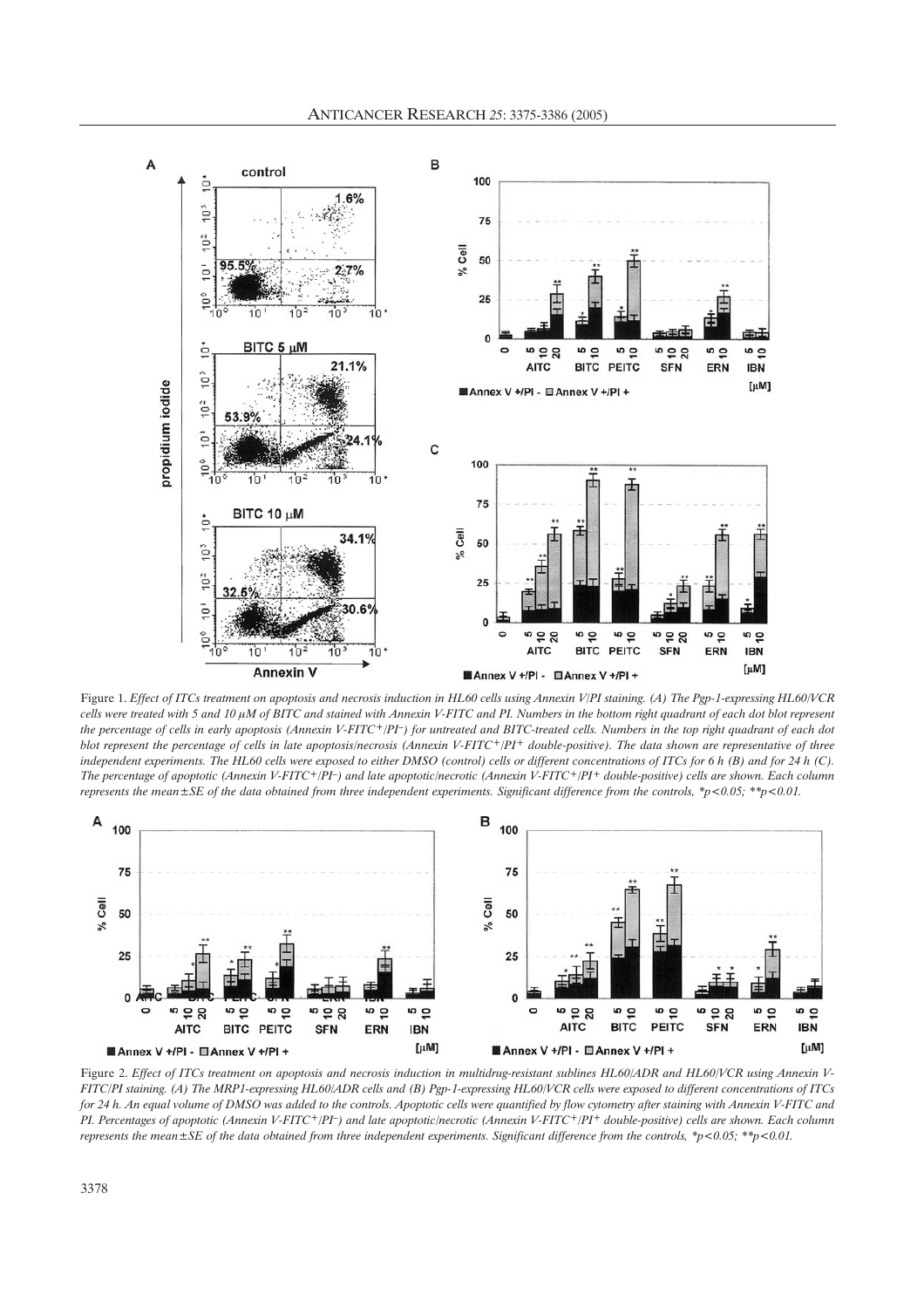Figure 1. *Effect of ITCs treatment on apoptosis and necrosis induction in HL60 cells using Annexin V/PI staining. (A) The Pgp-1-expressing HL60/VCR cells were treated with 5 and 10 μM of BITC and stained with Annexin V-FITC and PI. Numbers in the bottom right quadrant of each dot blot represent the percentage of cells in early apoptosis (Annexin V-FITC$^+$/PI$^-$) for untreated and BITC-treated cells. Numbers in the top right quadrant of each dot blot represent the percentage of cells in late apoptosis/necrosis (Annexin V-FITC$^+$/PI$^+$ double-positive). The data shown are representative of three independent experiments. The HL60 cells were exposed to either DMSO (control) cells or different concentrations of ITCs for 6 h (B) and for 24 h (C). The percentage of apoptotic (Annexin V-FITC$^+$/PI$^-$) and late apoptotic/necrotic (Annexin V-FITC$^+$/PI$^+$ double-positive) cells are shown. Each column represents the mean±SE of the data obtained from three independent experiments. Significant difference from the controls, \*$p<0.05$; \*\*$p<0.01$.*

Figure 2. *Effect of ITCs treatment on apoptosis and necrosis induction in multidrug-resistant sublines HL60/ADR and HL60/VCR using Annexin V-FITC/PI staining. (A) The MRP1-expressing HL60/ADR cells and (B) Pgp-1-expressing HL60/VCR cells were exposed to different concentrations of ITCs for 24 h. An equal volume of DMSO was added to the controls. Apoptotic cells were quantified by flow cytometry after staining with Annexin V-FITC and PI. Percentages of apoptotic (Annexin V-FITC$^+$/PI$^-$) and late apoptotic/necrotic (Annexin V-FITC$^+$/PI$^+$ double-positive) cells are shown. Each column represents the mean±SE of the data obtained from three independent experiments. Significant difference from the controls, \*$p<0.05$; \*\*$p<0.01$.*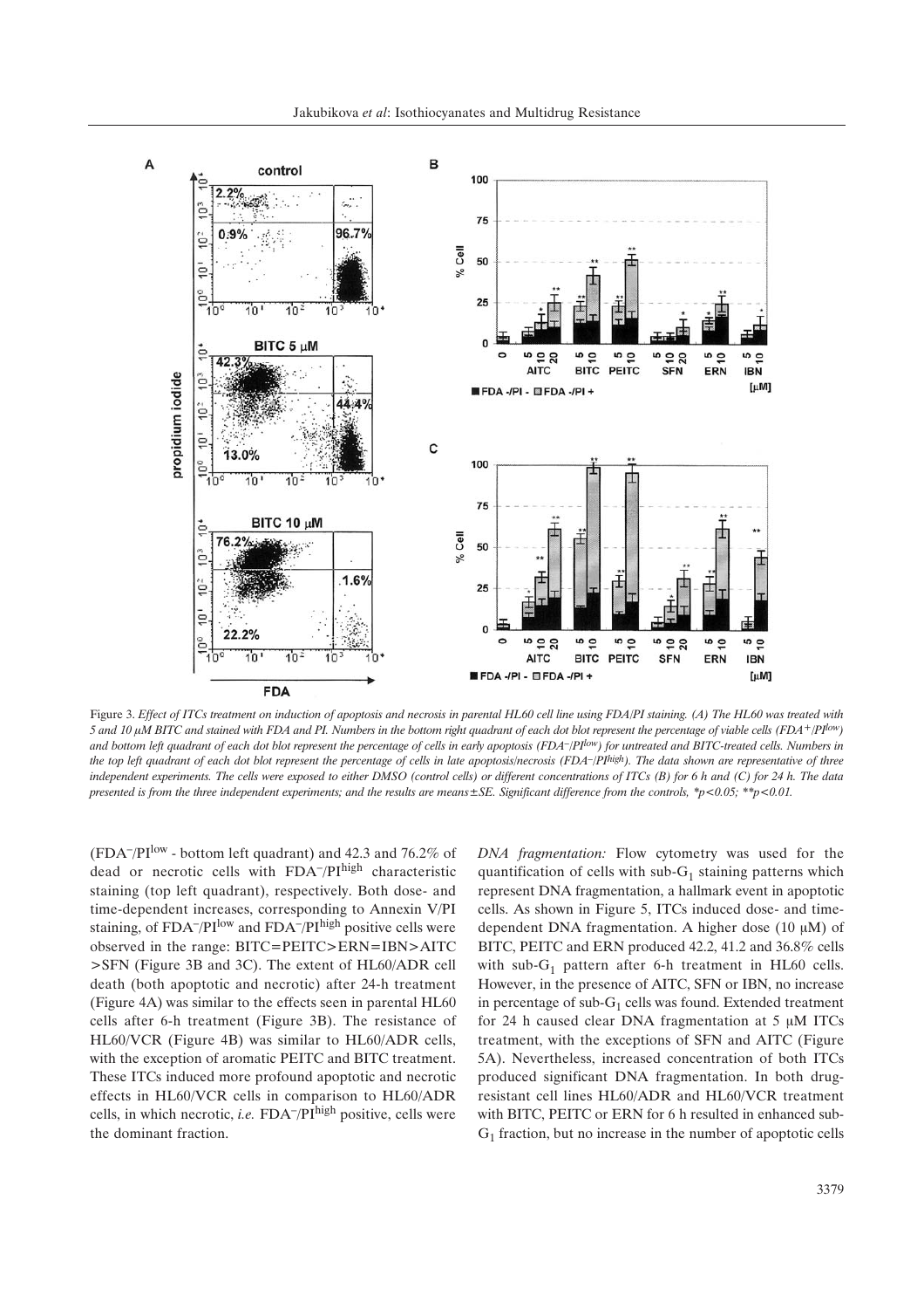Figure 3. *Effect of ITCs treatment on induction of apoptosis and necrosis in parental HL60 cell line using FDA/PI staining. (A) The HL60 was treated with 5 and 10 μM BITC and stained with FDA and PI. Numbers in the bottom right quadrant of each dot blot represent the percentage of viable cells ($FDA^+/PI^{low}$) and bottom left quadrant of each dot blot represent the percentage of cells in early apoptosis ($FDA^-/PI^{low}$) for untreated and BITC-treated cells. Numbers in the top left quadrant of each dot blot represent the percentage of cells in late apoptosis/necrosis ($FDA^-/PI^{high}$). The data shown are representative of three independent experiments. The cells were exposed to either DMSO (control cells) or different concentrations of ITCs (B) for 6 h and (C) for 24 h. The data presented is from the three independent experiments; and the results are means±SE. Significant difference from the controls, *$p<0.05$; **$p<0.01$.*

($FDA^-/PI^{low}$ - bottom left quadrant) and 42.3 and 76.2% of dead or necrotic cells with $FDA^-/PI^{high}$ characteristic staining (top left quadrant), respectively. Both dose- and time-dependent increases, corresponding to Annexin V/PI staining, of $FDA^-/PI^{low}$ and $FDA^-/PI^{high}$ positive cells were observed in the range: BITC=PEITC>ERN=IBN>AITC >SFN (Figure 3B and 3C). The extent of HL60/ADR cell death (both apoptotic and necrotic) after 24-h treatment (Figure 4A) was similar to the effects seen in parental HL60 cells after 6-h treatment (Figure 3B). The resistance of HL60/VCR (Figure 4B) was similar to HL60/ADR cells, with the exception of aromatic PEITC and BITC treatment. These ITCs induced more profound apoptotic and necrotic effects in HL60/VCR cells in comparison to HL60/ADR cells, in which necrotic, *i.e.* $FDA^-/PI^{high}$ positive, cells were the dominant fraction.

*DNA fragmentation:* Flow cytometry was used for the quantification of cells with sub-$G_1$ staining patterns which represent DNA fragmentation, a hallmark event in apoptotic cells. As shown in Figure 5, ITCs induced dose- and time-dependent DNA fragmentation. A higher dose (10 μM) of BITC, PEITC and ERN produced 42.2, 41.2 and 36.8% cells with sub-$G_1$ pattern after 6-h treatment in HL60 cells. However, in the presence of AITC, SFN or IBN, no increase in percentage of sub-$G_1$ cells was found. Extended treatment for 24 h caused clear DNA fragmentation at 5 μM ITCs treatment, with the exceptions of SFN and AITC (Figure 5A). Nevertheless, increased concentration of both ITCs produced significant DNA fragmentation. In both drug-resistant cell lines HL60/ADR and HL60/VCR treatment with BITC, PEITC or ERN for 6 h resulted in enhanced sub-$G_1$ fraction, but no increase in the number of apoptotic cells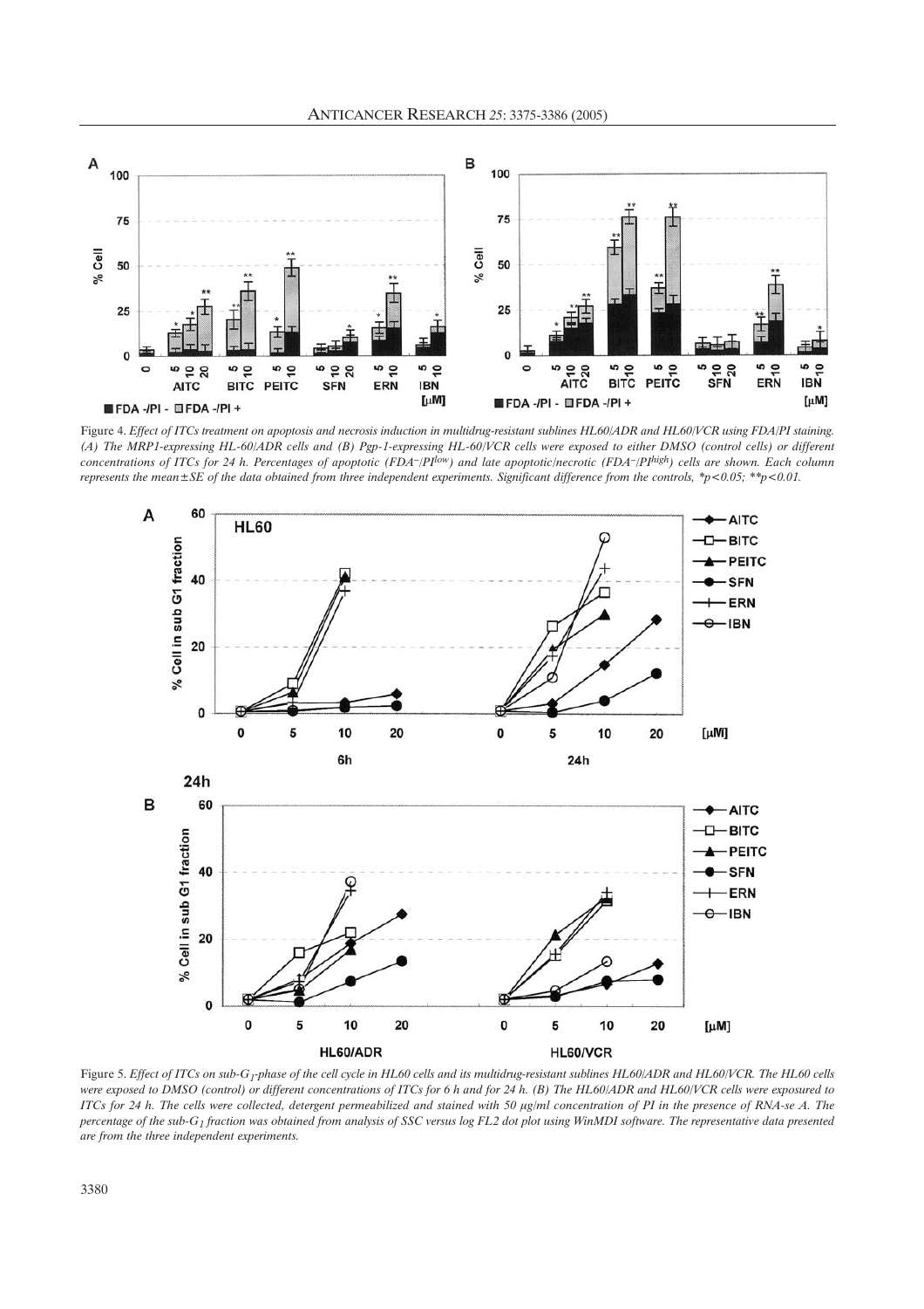Figure 4. *Effect of ITCs treatment on apoptosis and necrosis induction in multidrug-resistant sublines HL60/ADR and HL60/VCR using FDA/PI staining. (A) The MRP1-expressing HL-60/ADR cells and (B) Pgp-1-expressing HL-60/VCR cells were exposed to either DMSO (control cells) or different concentrations of ITCs for 24 h. Percentages of apoptotic (FDA$^{-}$/PI$^{low}$) and late apoptotic/necrotic (FDA$^{-}$/PI$^{high}$) cells are shown. Each column represents the mean±SE of the data obtained from three independent experiments. Significant difference from the controls, *$p<0.05$; **$p<0.01$.*

Figure 5. *Effect of ITCs on sub-$G_1$-phase of the cell cycle in HL60 cells and its multidrug-resistant sublines HL60/ADR and HL60/VCR. The HL60 cells were exposed to DMSO (control) or different concentrations of ITCs for 6 h and for 24 h. (B) The HL60/ADR and HL60/VCR cells were exposured to ITCs for 24 h. The cells were collected, detergent permeabilized and stained with 50 μg/ml concentration of PI in the presence of RNA-se A. The percentage of the sub-$G_1$ fraction was obtained from analysis of SSC versus log FL2 dot plot using WinMDI software. The representative data presented are from the three independent experiments.*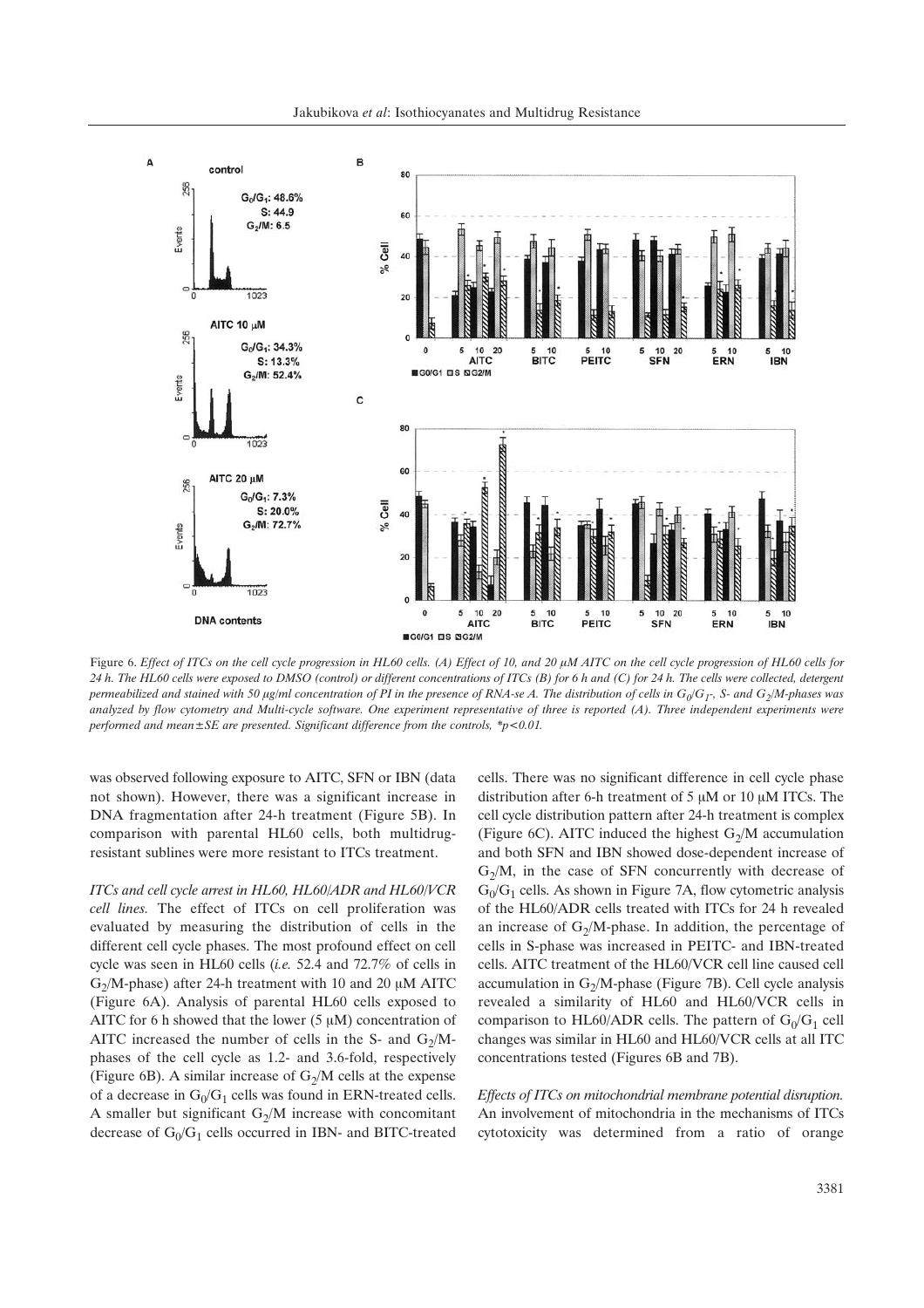Figure 6. *Effect of ITCs on the cell cycle progression in HL60 cells. (A) Effect of 10, and 20 μM AITC on the cell cycle progression of HL60 cells for 24 h. The HL60 cells were exposed to DMSO (control) or different concentrations of ITCs (B) for 6 h and (C) for 24 h. The cells were collected, detergent permeabilized and stained with 50 μg/ml concentration of PI in the presence of RNA-se A. The distribution of cells in $G_0/G_1$-, S- and $G_2$/M-phases was analyzed by flow cytometry and Multi-cycle software. One experiment representative of three is reported (A). Three independent experiments were performed and mean±SE are presented. Significant difference from the controls, \*p<0.01.*

was observed following exposure to AITC, SFN or IBN (data not shown). However, there was a significant increase in DNA fragmentation after 24-h treatment (Figure 5B). In comparison with parental HL60 cells, both multidrug-resistant sublines were more resistant to ITCs treatment.

*ITCs and cell cycle arrest in HL60, HL60/ADR and HL60/VCR cell lines.* The effect of ITCs on cell proliferation was evaluated by measuring the distribution of cells in the different cell cycle phases. The most profound effect on cell cycle was seen in HL60 cells (*i.e.* 52.4 and 72.7% of cells in $G_2$/M-phase) after 24-h treatment with 10 and 20 μM AITC (Figure 6A). Analysis of parental HL60 cells exposed to AITC for 6 h showed that the lower (5 μM) concentration of AITC increased the number of cells in the S- and $G_2$/M-phases of the cell cycle as 1.2- and 3.6-fold, respectively (Figure 6B). A similar increase of $G_2$/M cells at the expense of a decrease in $G_0/G_1$ cells was found in ERN-treated cells. A smaller but significant $G_2$/M increase with concomitant decrease of $G_0/G_1$ cells occurred in IBN- and BITC-treated cells. There was no significant difference in cell cycle phase distribution after 6-h treatment of 5 μM or 10 μM ITCs. The cell cycle distribution pattern after 24-h treatment is complex (Figure 6C). AITC induced the highest $G_2$/M accumulation and both SFN and IBN showed dose-dependent increase of $G_2$/M, in the case of SFN concurrently with decrease of $G_0/G_1$ cells. As shown in Figure 7A, flow cytometric analysis of the HL60/ADR cells treated with ITCs for 24 h revealed an increase of $G_2$/M-phase. In addition, the percentage of cells in S-phase was increased in PEITC- and IBN-treated cells. AITC treatment of the HL60/VCR cell line caused cell accumulation in $G_2$/M-phase (Figure 7B). Cell cycle analysis revealed a similarity of HL60 and HL60/VCR cells in comparison to HL60/ADR cells. The pattern of $G_0/G_1$ cell changes was similar in HL60 and HL60/VCR cells at all ITC concentrations tested (Figures 6B and 7B).

*Effects of ITCs on mitochondrial membrane potential disruption.* An involvement of mitochondria in the mechanisms of ITCs cytotoxicity was determined from a ratio of orange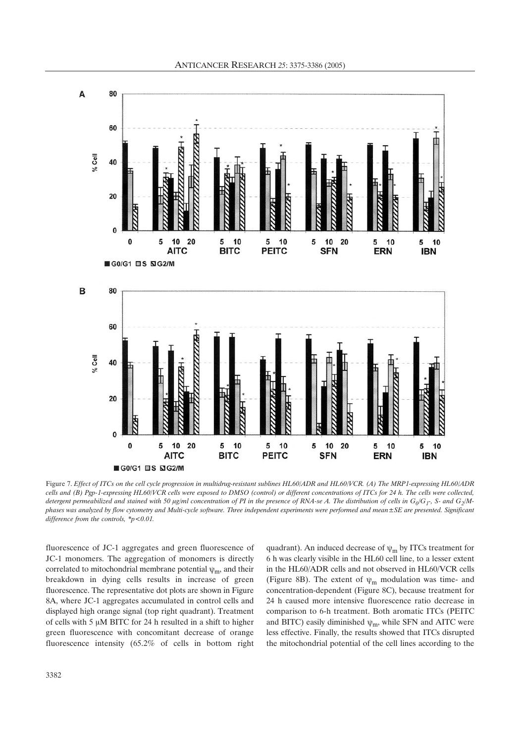Figure 7. *Effect of ITCs on the cell cycle progression in multidrug-resistant sublines HL60/ADR and HL60/VCR. (A) The MRP1-expressing HL60/ADR cells and (B) Pgp-1-expressing HL60/VCR cells were exposed to DMSO (control) or different concentrations of ITCs for 24 h. The cells were collected, detergent permeabilized and stained with 50 μg/ml concentration of PI in the presence of RNA-se A. The distribution of cells in $G_0/G_1$-, S- and $G_2/M$-phases was analyzed by flow cytometry and Multi-cycle software. Three independent experiments were performed and mean±SE are presented. Significant difference from the controls, *$p<0.01$.*

fluorescence of JC-1 aggregates and green fluorescence of JC-1 monomers. The aggregation of monomers is directly correlated to mitochondrial membrane potential $\psi_m$, and their breakdown in dying cells results in increase of green fluorescence. The representative dot plots are shown in Figure 8A, where JC-1 aggregates accumulated in control cells and displayed high orange signal (top right quadrant). Treatment of cells with 5 μM BITC for 24 h resulted in a shift to higher green fluorescence with concomitant decrease of orange fluorescence intensity (65.2% of cells in bottom right quadrant). An induced decrease of $\psi_m$ by ITCs treatment for 6 h was clearly visible in the HL60 cell line, to a lesser extent in the HL60/ADR cells and not observed in HL60/VCR cells (Figure 8B). The extent of $\psi_m$ modulation was time- and concentration-dependent (Figure 8C), because treatment for 24 h caused more intensive fluorescence ratio decrease in comparison to 6-h treatment. Both aromatic ITCs (PEITC and BITC) easily diminished $\psi_m$, while SFN and AITC were less effective. Finally, the results showed that ITCs disrupted the mitochondrial potential of the cell lines according to the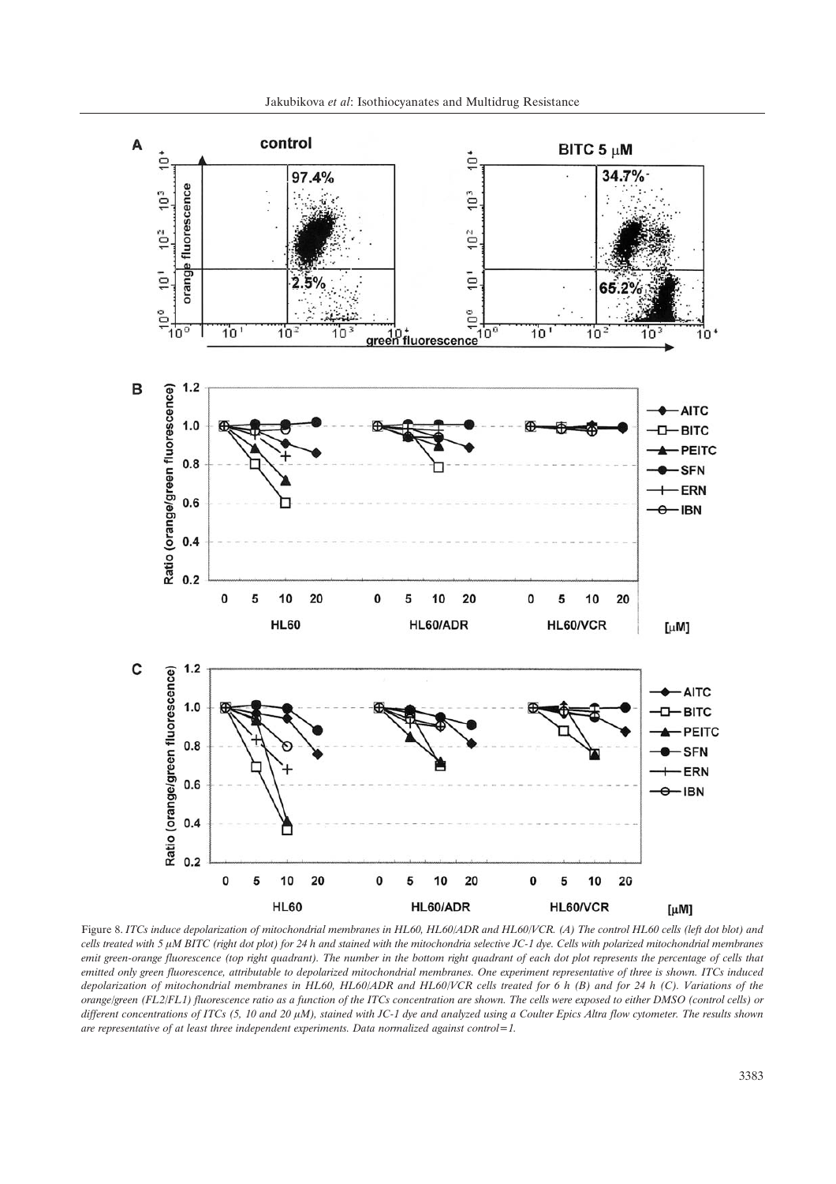Figure 8. *ITCs induce depolarization of mitochondrial membranes in HL60, HL60/ADR and HL60/VCR. (A) The control HL60 cells (left dot blot) and cells treated with 5 μM BITC (right dot plot) for 24 h and stained with the mitochondria selective JC-1 dye. Cells with polarized mitochondrial membranes emit green-orange fluorescence (top right quadrant). The number in the bottom right quadrant of each dot plot represents the percentage of cells that emitted only green fluorescence, attributable to depolarized mitochondrial membranes. One experiment representative of three is shown. ITCs induced depolarization of mitochondrial membranes in HL60, HL60/ADR and HL60/VCR cells treated for 6 h (B) and for 24 h (C). Variations of the orange/green (FL2/FL1) fluorescence ratio as a function of the ITCs concentration are shown. The cells were exposed to either DMSO (control cells) or different concentrations of ITCs (5, 10 and 20 μM), stained with JC-1 dye and analyzed using a Coulter Epics Altra flow cytometer. The results shown are representative of at least three independent experiments. Data normalized against control=1.*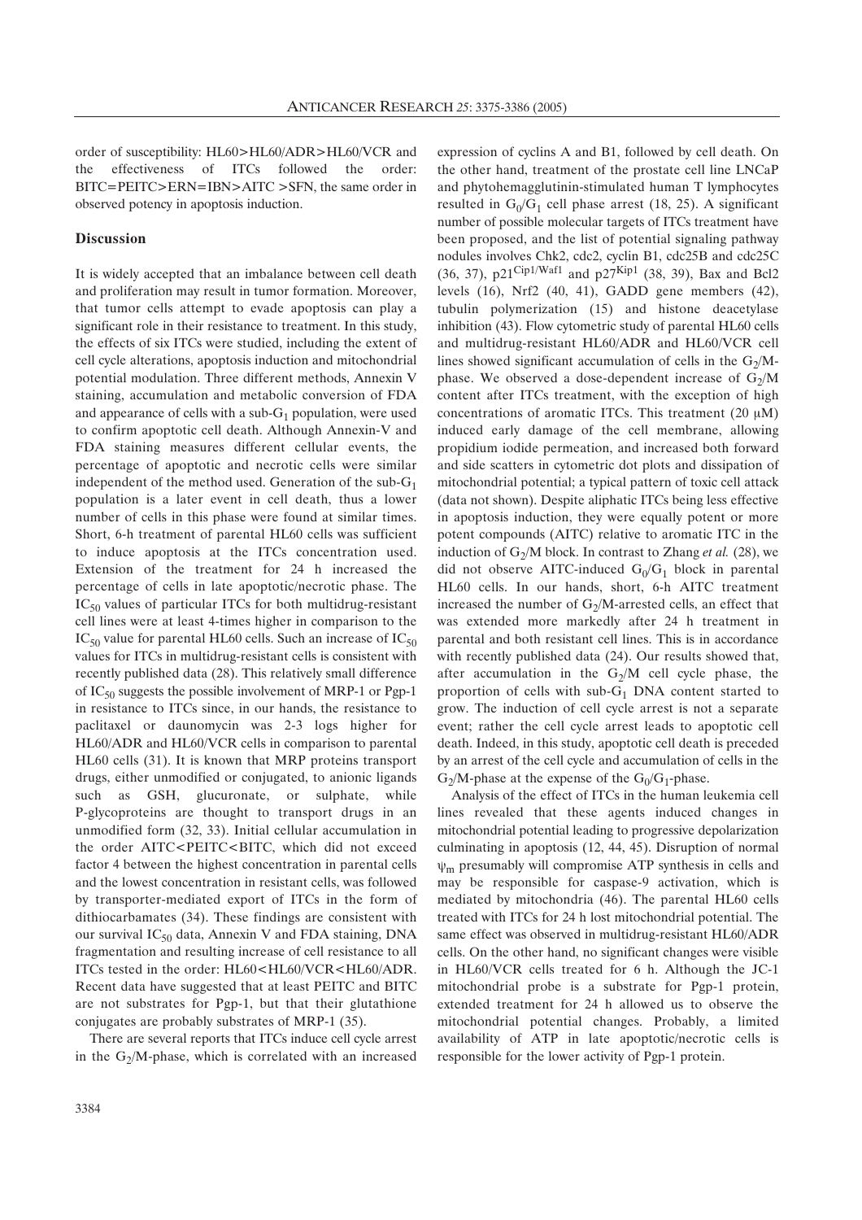order of susceptibility: HL60>HL60/ADR>HL60/VCR and the effectiveness of ITCs followed the order: BITC=PEITC>ERN=IBN>AITC >SFN, the same order in observed potency in apoptosis induction.

## Discussion

It is widely accepted that an imbalance between cell death and proliferation may result in tumor formation. Moreover, that tumor cells attempt to evade apoptosis can play a significant role in their resistance to treatment. In this study, the effects of six ITCs were studied, including the extent of cell cycle alterations, apoptosis induction and mitochondrial potential modulation. Three different methods, Annexin V staining, accumulation and metabolic conversion of FDA and appearance of cells with a sub-$G_1$ population, were used to confirm apoptotic cell death. Although Annexin-V and FDA staining measures different cellular events, the percentage of apoptotic and necrotic cells were similar independent of the method used. Generation of the sub-$G_1$ population is a later event in cell death, thus a lower number of cells in this phase were found at similar times. Short, 6-h treatment of parental HL60 cells was sufficient to induce apoptosis at the ITCs concentration used. Extension of the treatment for 24 h increased the percentage of cells in late apoptotic/necrotic phase. The $IC_{50}$ values of particular ITCs for both multidrug-resistant cell lines were at least 4-times higher in comparison to the $IC_{50}$ value for parental HL60 cells. Such an increase of $IC_{50}$ values for ITCs in multidrug-resistant cells is consistent with recently published data (28). This relatively small difference of $IC_{50}$ suggests the possible involvement of MRP-1 or Pgp-1 in resistance to ITCs since, in our hands, the resistance to paclitaxel or daunomycin was 2-3 logs higher for HL60/ADR and HL60/VCR cells in comparison to parental HL60 cells (31). It is known that MRP proteins transport drugs, either unmodified or conjugated, to anionic ligands such as GSH, glucuronate, or sulphate, while P-glycoproteins are thought to transport drugs in an unmodified form (32, 33). Initial cellular accumulation in the order AITC<PEITC<BITC, which did not exceed factor 4 between the highest concentration in parental cells and the lowest concentration in resistant cells, was followed by transporter-mediated export of ITCs in the form of dithiocarbamates (34). These findings are consistent with our survival $IC_{50}$ data, Annexin V and FDA staining, DNA fragmentation and resulting increase of cell resistance to all ITCs tested in the order: HL60<HL60/VCR<HL60/ADR. Recent data have suggested that at least PEITC and BITC are not substrates for Pgp-1, but that their glutathione conjugates are probably substrates of MRP-1 (35).

There are several reports that ITCs induce cell cycle arrest in the $G_2$/M-phase, which is correlated with an increased expression of cyclins A and B1, followed by cell death. On the other hand, treatment of the prostate cell line LNCaP and phytohemagglutinin-stimulated human T lymphocytes resulted in $G_0/G_1$ cell phase arrest (18, 25). A significant number of possible molecular targets of ITCs treatment have been proposed, and the list of potential signaling pathway nodules involves Chk2, cdc2, cyclin B1, cdc25B and cdc25C (36, 37), $p21^{Cip1/Waf1}$ and $p27^{Kip1}$ (38, 39), Bax and Bcl2 levels (16), Nrf2 (40, 41), GADD gene members (42), tubulin polymerization (15) and histone deacetylase inhibition (43). Flow cytometric study of parental HL60 cells and multidrug-resistant HL60/ADR and HL60/VCR cell lines showed significant accumulation of cells in the $G_2$/M-phase. We observed a dose-dependent increase of $G_2$/M content after ITCs treatment, with the exception of high concentrations of aromatic ITCs. This treatment (20 μM) induced early damage of the cell membrane, allowing propidium iodide permeation, and increased both forward and side scatters in cytometric dot plots and dissipation of mitochondrial potential; a typical pattern of toxic cell attack (data not shown). Despite aliphatic ITCs being less effective in apoptosis induction, they were equally potent or more potent compounds (AITC) relative to aromatic ITC in the induction of $G_2$/M block. In contrast to Zhang *et al.* (28), we did not observe AITC-induced $G_0/G_1$ block in parental HL60 cells. In our hands, short, 6-h AITC treatment increased the number of $G_2$/M-arrested cells, an effect that was extended more markedly after 24 h treatment in parental and both resistant cell lines. This is in accordance with recently published data (24). Our results showed that, after accumulation in the $G_2$/M cell cycle phase, the proportion of cells with sub-$G_1$ DNA content started to grow. The induction of cell cycle arrest is not a separate event; rather the cell cycle arrest leads to apoptotic cell death. Indeed, in this study, apoptotic cell death is preceded by an arrest of the cell cycle and accumulation of cells in the $G_2$/M-phase at the expense of the $G_0/G_1$-phase.

Analysis of the effect of ITCs in the human leukemia cell lines revealed that these agents induced changes in mitochondrial potential leading to progressive depolarization culminating in apoptosis (12, 44, 45). Disruption of normal $\psi_m$ presumably will compromise ATP synthesis in cells and may be responsible for caspase-9 activation, which is mediated by mitochondria (46). The parental HL60 cells treated with ITCs for 24 h lost mitochondrial potential. The same effect was observed in multidrug-resistant HL60/ADR cells. On the other hand, no significant changes were visible in HL60/VCR cells treated for 6 h. Although the JC-1 mitochondrial probe is a substrate for Pgp-1 protein, extended treatment for 24 h allowed us to observe the mitochondrial potential changes. Probably, a limited availability of ATP in late apoptotic/necrotic cells is responsible for the lower activity of Pgp-1 protein.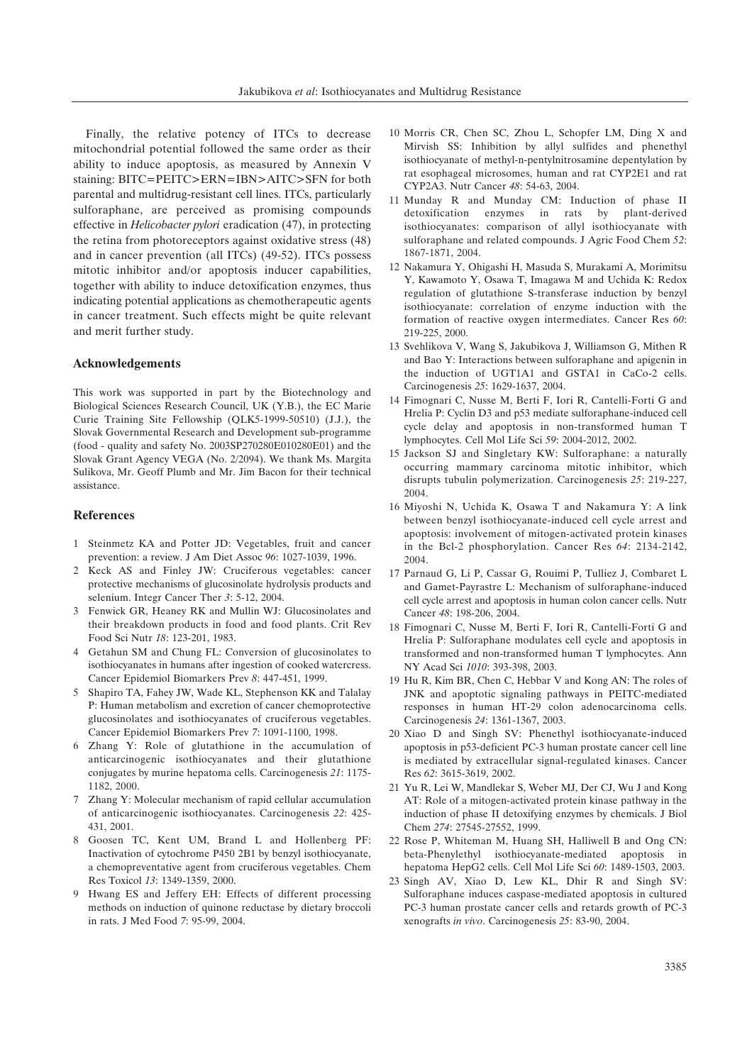Finally, the relative potency of ITCs to decrease mitochondrial potential followed the same order as their ability to induce apoptosis, as measured by Annexin V staining: BITC=PEITC>ERN=IBN>AITC>SFN for both parental and multidrug-resistant cell lines. ITCs, particularly sulforaphane, are perceived as promising compounds effective in *Helicobacter pylori* eradication (47), in protecting the retina from photoreceptors against oxidative stress (48) and in cancer prevention (all ITCs) (49-52). ITCs possess mitotic inhibitor and/or apoptosis inducer capabilities, together with ability to induce detoxification enzymes, thus indicating potential applications as chemotherapeutic agents in cancer treatment. Such effects might be quite relevant and merit further study.

### Acknowledgements

This work was supported in part by the Biotechnology and Biological Sciences Research Council, UK (Y.B.), the EC Marie Curie Training Site Fellowship (QLK5-1999-50510) (J.J.), the Slovak Governmental Research and Development sub-programme (food - quality and safety No. 2003SP270280E010280E01) and the Slovak Grant Agency VEGA (No. 2/2094). We thank Ms. Margita Sulikova, Mr. Geoff Plumb and Mr. Jim Bacon for their technical assistance.

### References

1 Steinmetz KA and Potter JD: Vegetables, fruit and cancer prevention: a review. J Am Diet Assoc *96*: 1027-1039, 1996.

2 Keck AS and Finley JW: Cruciferous vegetables: cancer protective mechanisms of glucosinolate hydrolysis products and selenium. Integr Cancer Ther *3*: 5-12, 2004.

3 Fenwick GR, Heaney RK and Mullin WJ: Glucosinolates and their breakdown products in food and food plants. Crit Rev Food Sci Nutr *18*: 123-201, 1983.

4 Getahun SM and Chung FL: Conversion of glucosinolates to isothiocyanates in humans after ingestion of cooked watercress. Cancer Epidemiol Biomarkers Prev *8*: 447-451, 1999.

5 Shapiro TA, Fahey JW, Wade KL, Stephenson KK and Talalay P: Human metabolism and excretion of cancer chemoprotective glucosinolates and isothiocyanates of cruciferous vegetables. Cancer Epidemiol Biomarkers Prev *7*: 1091-1100, 1998.

6 Zhang Y: Role of glutathione in the accumulation of anticarcinogenic isothiocyanates and their glutathione conjugates by murine hepatoma cells. Carcinogenesis *21*: 1175-1182, 2000.

7 Zhang Y: Molecular mechanism of rapid cellular accumulation of anticarcinogenic isothiocyanates. Carcinogenesis *22*: 425-431, 2001.

8 Goosen TC, Kent UM, Brand L and Hollenberg PF: Inactivation of cytochrome P450 2B1 by benzyl isothiocyanate, a chemopreventative agent from cruciferous vegetables. Chem Res Toxicol *13*: 1349-1359, 2000.

9 Hwang ES and Jeffery EH: Effects of different processing methods on induction of quinone reductase by dietary broccoli in rats. J Med Food *7*: 95-99, 2004.

10 Morris CR, Chen SC, Zhou L, Schopfer LM, Ding X and Mirvish SS: Inhibition by allyl sulfides and phenethyl isothiocyanate of methyl-n-pentylnitrosamine depentylation by rat esophageal microsomes, human and rat CYP2E1 and rat CYP2A3. Nutr Cancer *48*: 54-63, 2004.

11 Munday R and Munday CM: Induction of phase II detoxification enzymes in rats by plant-derived isothiocyanates: comparison of allyl isothiocyanate with sulforaphane and related compounds. J Agric Food Chem *52*: 1867-1871, 2004.

12 Nakamura Y, Ohigashi H, Masuda S, Murakami A, Morimitsu Y, Kawamoto Y, Osawa T, Imagawa M and Uchida K: Redox regulation of glutathione S-transferase induction by benzyl isothiocyanate: correlation of enzyme induction with the formation of reactive oxygen intermediates. Cancer Res *60*: 219-225, 2000.

13 Svehlikova V, Wang S, Jakubikova J, Williamson G, Mithen R and Bao Y: Interactions between sulforaphane and apigenin in the induction of UGT1A1 and GSTA1 in CaCo-2 cells. Carcinogenesis *25*: 1629-1637, 2004.

14 Fimognari C, Nusse M, Berti F, Iori R, Cantelli-Forti G and Hrelia P: Cyclin D3 and p53 mediate sulforaphane-induced cell cycle delay and apoptosis in non-transformed human T lymphocytes. Cell Mol Life Sci *59*: 2004-2012, 2002.

15 Jackson SJ and Singletary KW: Sulforaphane: a naturally occurring mammary carcinoma mitotic inhibitor, which disrupts tubulin polymerization. Carcinogenesis *25*: 219-227, 2004.

16 Miyoshi N, Uchida K, Osawa T and Nakamura Y: A link between benzyl isothiocyanate-induced cell cycle arrest and apoptosis: involvement of mitogen-activated protein kinases in the Bcl-2 phosphorylation. Cancer Res *64*: 2134-2142, 2004.

17 Parnaud G, Li P, Cassar G, Rouimi P, Tulliez J, Combaret L and Gamet-Payrastre L: Mechanism of sulforaphane-induced cell cycle arrest and apoptosis in human colon cancer cells. Nutr Cancer *48*: 198-206, 2004.

18 Fimognari C, Nusse M, Berti F, Iori R, Cantelli-Forti G and Hrelia P: Sulforaphane modulates cell cycle and apoptosis in transformed and non-transformed human T lymphocytes. Ann NY Acad Sci *1010*: 393-398, 2003.

19 Hu R, Kim BR, Chen C, Hebbar V and Kong AN: The roles of JNK and apoptotic signaling pathways in PEITC-mediated responses in human HT-29 colon adenocarcinoma cells. Carcinogenesis *24*: 1361-1367, 2003.

20 Xiao D and Singh SV: Phenethyl isothiocyanate-induced apoptosis in p53-deficient PC-3 human prostate cancer cell line is mediated by extracellular signal-regulated kinases. Cancer Res *62*: 3615-3619, 2002.

21 Yu R, Lei W, Mandlekar S, Weber MJ, Der CJ, Wu J and Kong AT: Role of a mitogen-activated protein kinase pathway in the induction of phase II detoxifying enzymes by chemicals. J Biol Chem *274*: 27545-27552, 1999.

22 Rose P, Whiteman M, Huang SH, Halliwell B and Ong CN: beta-Phenylethyl isothiocyanate-mediated apoptosis in hepatoma HepG2 cells. Cell Mol Life Sci *60*: 1489-1503, 2003.

23 Singh AV, Xiao D, Lew KL, Dhir R and Singh SV: Sulforaphane induces caspase-mediated apoptosis in cultured PC-3 human prostate cancer cells and retards growth of PC-3 xenografts *in vivo*. Carcinogenesis *25*: 83-90, 2004.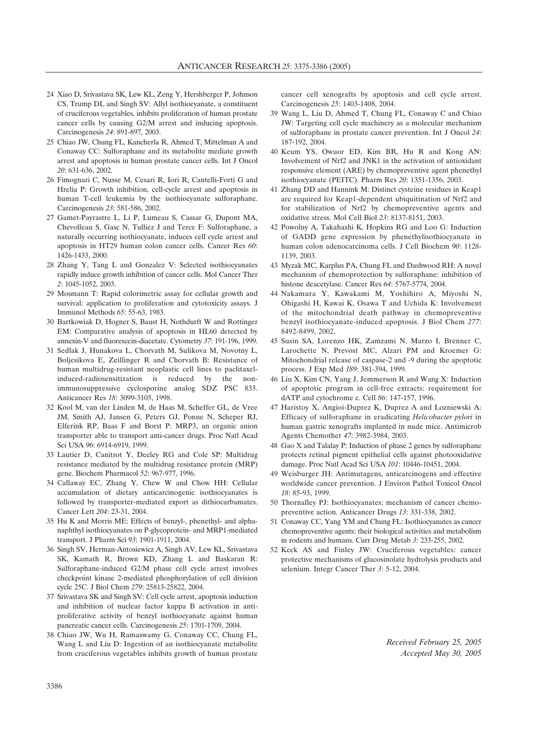24 Xiao D, Srivastava SK, Lew KL, Zeng Y, Hershberger P, Johnson CS, Trump DL and Singh SV: Allyl isothiocyanate, a constituent of cruciferous vegetables, inhibits proliferation of human prostate cancer cells by causing G2/M arrest and inducing apoptosis. Carcinogenesis *24*: 891-897, 2003.

25 Chiao JW, Chung FL, Kancherla R, Ahmed T, Mittelman A and Conaway CC: Sulforaphane and its metabolite mediate growth arrest and apoptosis in human prostate cancer cells. Int J Oncol *20*: 631-636, 2002.

26 Fimognari C, Nusse M, Cesari R, Iori R, Cantelli-Forti G and Hrelia P: Growth inhibition, cell-cycle arrest and apoptosis in human T-cell leukemia by the isothiocyanate sulforaphane. Carcinogenesis *23*: 581-586, 2002.

27 Gamet-Payrastre L, Li P, Lumeau S, Cassar G, Dupont MA, Chevolleau S, Gasc N, Tulliez J and Terce F: Sulforaphane, a naturally occurring isothiocyanate, induces cell cycle arrest and apoptosis in HT29 human colon cancer cells. Cancer Res *60*: 1426-1433, 2000.

28 Zhang Y, Tang L and Gonzalez V: Selected isothiocyanates rapidly induce growth inhibition of cancer cells. Mol Cancer Ther *2*: 1045-1052, 2003.

29 Mosmann T: Rapid colorimetric assay for cellular growth and survival: application to proliferation and cytotoxicity assays. J Immunol Methods *65*: 55-63, 1983.

30 Bartkowiak D, Hogner S, Baust H, Nothdurft W and Rottinger EM: Comparative analysis of apoptosis in HL60 detected by annexin-V and fluorescein-diacetate. Cytometry *37*: 191-196, 1999.

31 Sedlak J, Hunakova L, Chorvath M, Sulikova M, Novotny L, Boljesikova E, Zeillinger R and Chorvath B: Resistance of human multidrug-resistant neoplastic cell lines to paclitaxel-induced-radiosensitization is reduced by the non-immunosuppressive cyclosporine analog SDZ PSC 833. Anticancer Res *18*: 3099-3105, 1998.

32 Kool M, van der Linden M, de Haas M, Scheffer GL, de Vree JM, Smith AJ, Jansen G, Peters GJ, Ponne N, Scheper RJ, Elferink RP, Baas F and Borst P: MRP3, an organic anion transporter able to transport anti-cancer drugs. Proc Natl Acad Sci USA *96*: 6914-6919, 1999.

33 Lautier D, Canitrot Y, Deeley RG and Cole SP: Multidrug resistance mediated by the multidrug resistance protein (MRP) gene. Biochem Pharmacol *52*: 967-977, 1996.

34 Callaway EC, Zhang Y, Chew W and Chow HH: Cellular accumulation of dietary anticarcinogenic isothiocyanates is followed by transporter-mediated export as dithiocarbamates. Cancer Lett *204*: 23-31, 2004.

35 Hu K and Morris ME: Effects of benzyl-, phenethyl- and alpha-naphthyl isothiocyanates on P-glycoprotein- and MRP1-mediated transport. J Pharm Sci *93*: 1901-1911, 2004.

36 Singh SV, Herman-Antosiewicz A, Singh AV, Lew KL, Srivastava SK, Kamath R, Brown KD, Zhang L and Baskaran R: Sulforaphane-induced G2/M phase cell cycle arrest involves checkpoint kinase 2-mediated phosphorylation of cell division cycle 25C. J Biol Chem *279*: 25813-25822, 2004.

37 Srivastava SK and Singh SV: Cell cycle arrest, apoptosis induction and inhibition of nuclear factor kappa B activation in anti-proliferative activity of benzyl isothiocyanate against human pancreatic cancer cells. Carcinogenesis *25*: 1701-1709, 2004.

38 Chiao JW, Wu H, Ramaswamy G, Conaway CC, Chung FL, Wang L and Liu D: Ingestion of an isothiocyanate metabolite from cruciferous vegetables inhibits growth of human prostate cancer cell xenografts by apoptosis and cell cycle arrest. Carcinogenesis *25*: 1403-1408, 2004.

39 Wang L, Liu D, Ahmed T, Chung FL, Conaway C and Chiao JW: Targeting cell cycle machinery as a molecular mechanism of sulforaphane in prostate cancer prevention. Int J Oncol *24*: 187-192, 2004.

40 Keum YS, Owuor ED, Kim BR, Hu R and Kong AN: Involvement of Nrf2 and JNK1 in the activation of antioxidant responsive element (ARE) by chemopreventive agent phenethyl isothiocyanate (PEITC). Pharm Res *20*: 1351-1356, 2003.

41 Zhang DD and Hannink M: Distinct cysteine residues in Keap1 are required for Keap1-dependent ubiquitination of Nrf2 and for stabilization of Nrf2 by chemopreventive agents and oxidative stress. Mol Cell Biol *23*: 8137-8151, 2003.

42 Powolny A, Takahashi K, Hopkins RG and Loo G: Induction of GADD gene expression by phenethylisothiocyanate in human colon adenocarcinoma cells. J Cell Biochem *90*: 1128-1139, 2003.

43 Myzak MC, Karplus PA, Chung FL and Dashwood RH: A novel mechanism of chemoprotection by sulforaphane: inhibition of histone deacetylase. Cancer Res *64*: 5767-5774, 2004.

44 Nakamura Y, Kawakami M, Yoshihiro A, Miyoshi N, Ohigashi H, Kawai K, Osawa T and Uchida K: Involvement of the mitochondrial death pathway in chemopreventive benzyl isothiocyanate-induced apoptosis. J Biol Chem *277*: 8492-8499, 2002.

45 Susin SA, Lorenzo HK, Zamzami N, Marzo I, Brenner C, Larochette N, Prevost MC, Alzari PM and Kroemer G: Mitochondrial release of caspase-2 and -9 during the apoptotic process. J Exp Med *189*: 381-394, 1999.

46 Liu X, Kim CN, Yang J, Jemmerson R and Wang X: Induction of apoptotic program in cell-free extracts: requirement for dATP and cytochrome c. Cell *86*: 147-157, 1996.

47 Haristoy X, Angioi-Duprez K, Duprez A and Lozniewski A: Efficacy of sulforaphane in eradicating *Helicobacter pylori* in human gastric xenografts implanted in nude mice. Antimicrob Agents Chemother *47*: 3982-3984, 2003.

48 Gao X and Talalay P: Induction of phase 2 genes by sulforaphane protects retinal pigment epithelial cells against photooxidative damage. Proc Natl Acad Sci USA *101*: 10446-10451, 2004.

49 Weisburger JH: Antimutagens, anticarcinogens and effective worldwide cancer prevention. J Environ Pathol Toxicol Oncol *18*: 85-93, 1999.

50 Thornalley PJ: Isothiocyanates: mechanism of cancer chemopreventive action. Anticancer Drugs *13*: 331-338, 2002.

51 Conaway CC, Yang YM and Chung FL: Isothiocyanates as cancer chemopreventive agents: their biological activities and metabolism in rodents and humans. Curr Drug Metab *3*: 233-255, 2002.

52 Keck AS and Finley JW: Cruciferous vegetables: cancer protective mechanisms of glucosinolate hydrolysis products and selenium. Integr Cancer Ther *3*: 5-12, 2004.

*Received February 25, 2005*
*Accepted May 30, 2005*